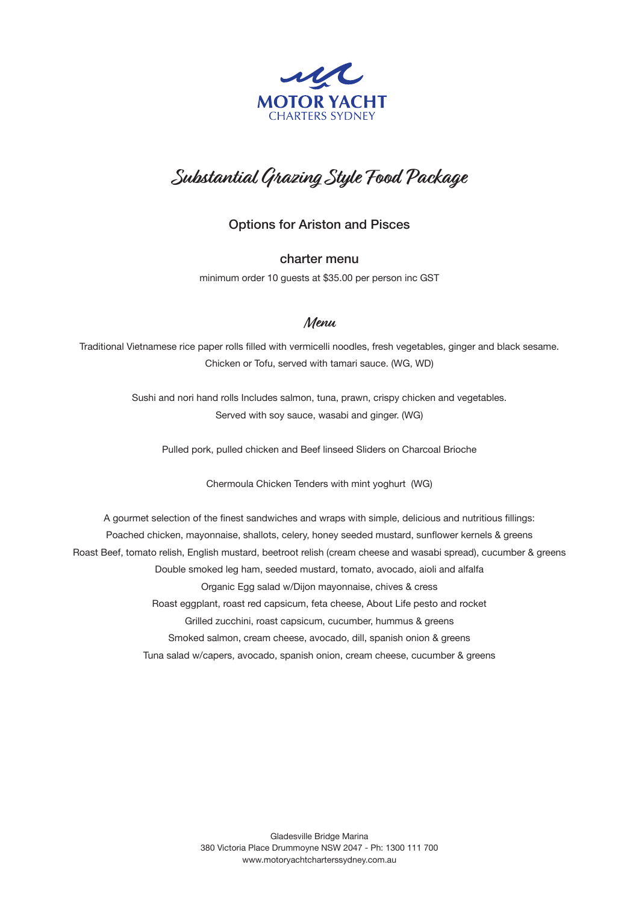MOTOR YACHT
CHARTERS SYDNEY

# Substantial Grazing Style Food Package

### Options for Ariston and Pisces

### charter menu

minimum order 10 guests at $35.00 per person inc GST

## Menu

Traditional Vietnamese rice paper rolls filled with vermicelli noodles, fresh vegetables, ginger and black sesame.
Chicken or Tofu, served with tamari sauce. (WG, WD)

Sushi and nori hand rolls Includes salmon, tuna, prawn, crispy chicken and vegetables.
Served with soy sauce, wasabi and ginger. (WG)

Pulled pork, pulled chicken and Beef linseed Sliders on Charcoal Brioche

Chermoula Chicken Tenders with mint yoghurt (WG)

A gourmet selection of the finest sandwiches and wraps with simple, delicious and nutritious fillings:
Poached chicken, mayonnaise, shallots, celery, honey seeded mustard, sunflower kernels & greens
Roast Beef, tomato relish, English mustard, beetroot relish (cream cheese and wasabi spread), cucumber & greens
Double smoked leg ham, seeded mustard, tomato, avocado, aioli and alfalfa
Organic Egg salad w/Dijon mayonnaise, chives & cress
Roast eggplant, roast red capsicum, feta cheese, About Life pesto and rocket
Grilled zucchini, roast capsicum, cucumber, hummus & greens
Smoked salmon, cream cheese, avocado, dill, spanish onion & greens
Tuna salad w/capers, avocado, spanish onion, cream cheese, cucumber & greens

Gladesville Bridge Marina
380 Victoria Place Drummoyne NSW 2047 - Ph: 1300 111 700
www.motoryachtcharterssydney.com.au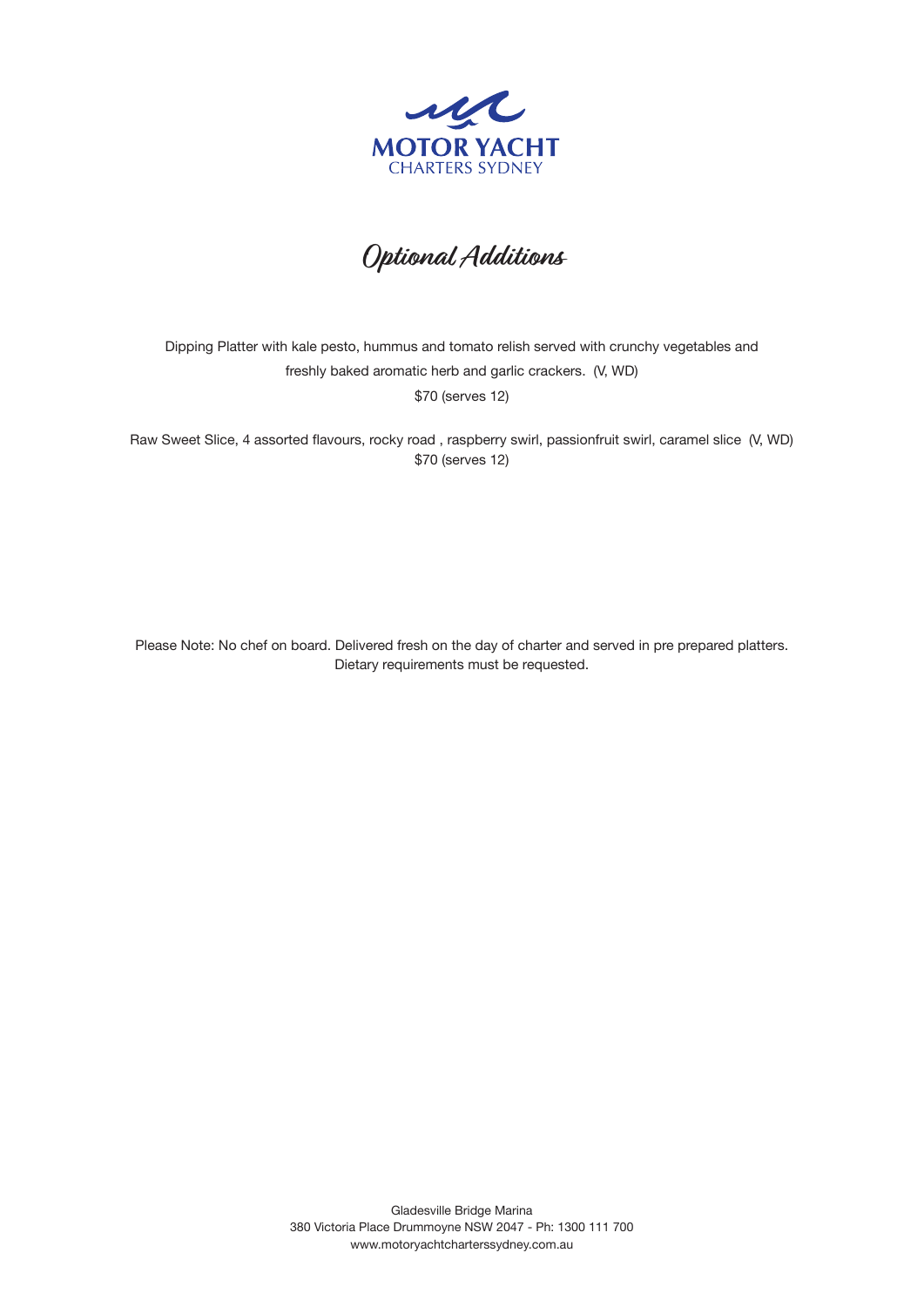MOTOR YACHT
CHARTERS SYDNEY

# Optional Additions

Dipping Platter with kale pesto, hummus and tomato relish served with crunchy vegetables and freshly baked aromatic herb and garlic crackers. (V, WD)
$70 (serves 12)

Raw Sweet Slice, 4 assorted flavours, rocky road , raspberry swirl, passionfruit swirl, caramel slice (V, WD)
$70 (serves 12)

Please Note: No chef on board. Delivered fresh on the day of charter and served in pre prepared platters.
Dietary requirements must be requested.

Gladesville Bridge Marina
380 Victoria Place Drummoyne NSW 2047 - Ph: 1300 111 700
www.motoryachtcharterssydney.com.au